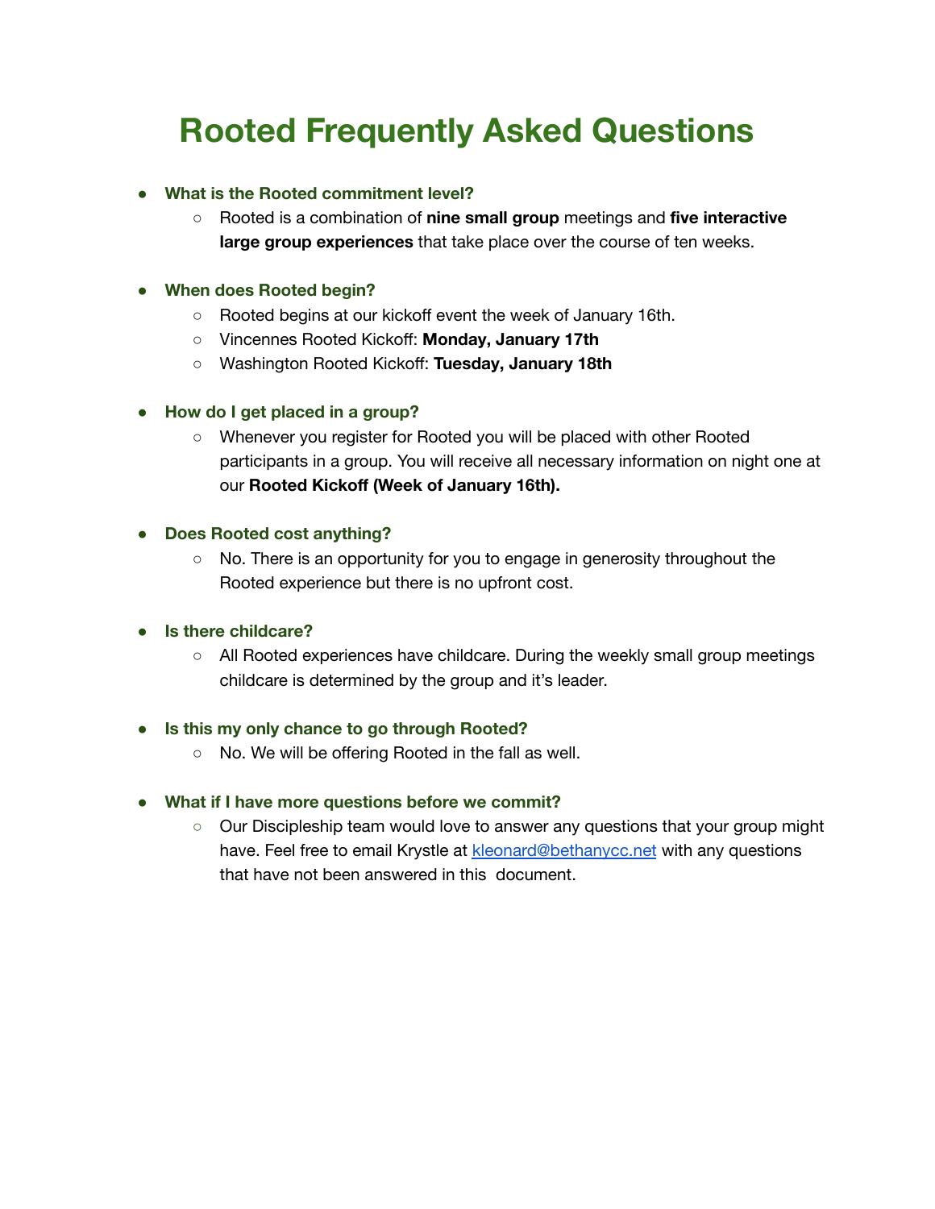# Rooted Frequently Asked Questions

- **What is the Rooted commitment level?**
  - Rooted is a combination of **nine small group** meetings and **five interactive large group experiences** that take place over the course of ten weeks.

- **When does Rooted begin?**
  - Rooted begins at our kickoff event the week of January 16th.
  - Vincennes Rooted Kickoff: **Monday, January 17th**
  - Washington Rooted Kickoff: **Tuesday, January 18th**

- **How do I get placed in a group?**
  - Whenever you register for Rooted you will be placed with other Rooted participants in a group. You will receive all necessary information on night one at our **Rooted Kickoff (Week of January 16th).**

- **Does Rooted cost anything?**
  - No. There is an opportunity for you to engage in generosity throughout the Rooted experience but there is no upfront cost.

- **Is there childcare?**
  - All Rooted experiences have childcare. During the weekly small group meetings childcare is determined by the group and it's leader.

- **Is this my only chance to go through Rooted?**
  - No. We will be offering Rooted in the fall as well.

- **What if I have more questions before we commit?**
  - Our Discipleship team would love to answer any questions that your group might have. Feel free to email Krystle at [kleonard@bethanycc.net](mailto:kleonard@bethanycc.net) with any questions that have not been answered in this document.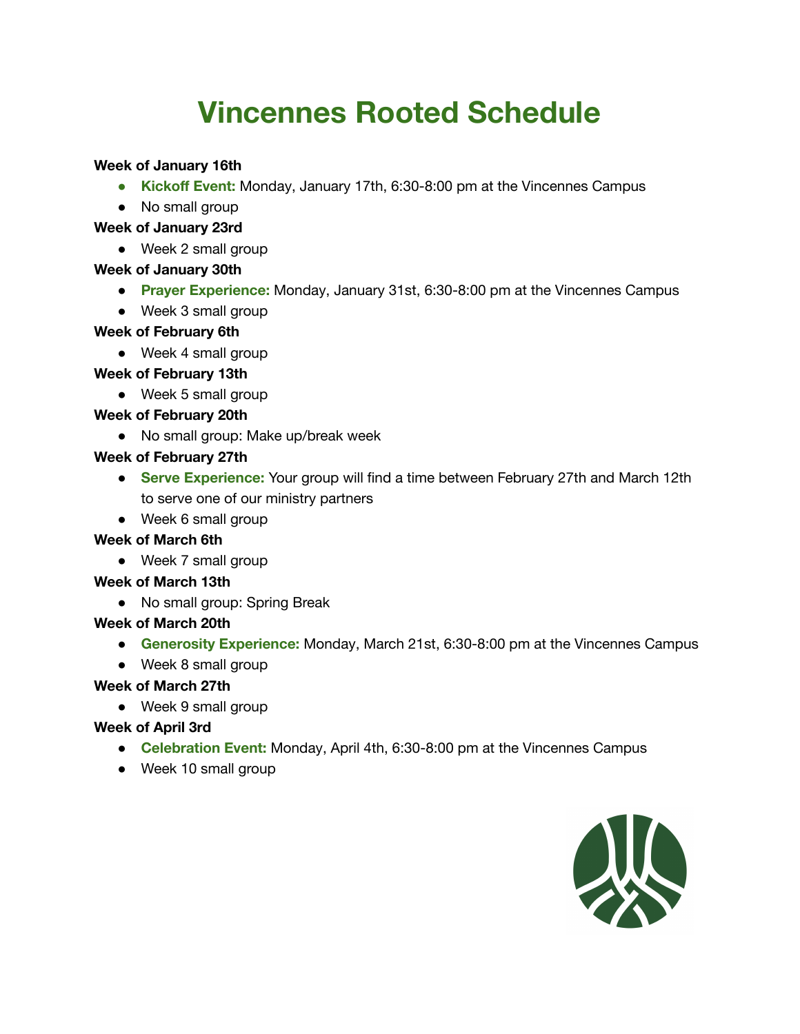# Vincennes Rooted Schedule

**Week of January 16th**

- **Kickoff Event:** Monday, January 17th, 6:30-8:00 pm at the Vincennes Campus
- No small group

**Week of January 23rd**

- Week 2 small group

**Week of January 30th**

- **Prayer Experience:** Monday, January 31st, 6:30-8:00 pm at the Vincennes Campus
- Week 3 small group

**Week of February 6th**

- Week 4 small group

**Week of February 13th**

- Week 5 small group

**Week of February 20th**

- No small group: Make up/break week

**Week of February 27th**

- **Serve Experience:** Your group will find a time between February 27th and March 12th to serve one of our ministry partners
- Week 6 small group

**Week of March 6th**

- Week 7 small group

**Week of March 13th**

- No small group: Spring Break

**Week of March 20th**

- **Generosity Experience:** Monday, March 21st, 6:30-8:00 pm at the Vincennes Campus
- Week 8 small group

**Week of March 27th**

- Week 9 small group

**Week of April 3rd**

- **Celebration Event:** Monday, April 4th, 6:30-8:00 pm at the Vincennes Campus
- Week 10 small group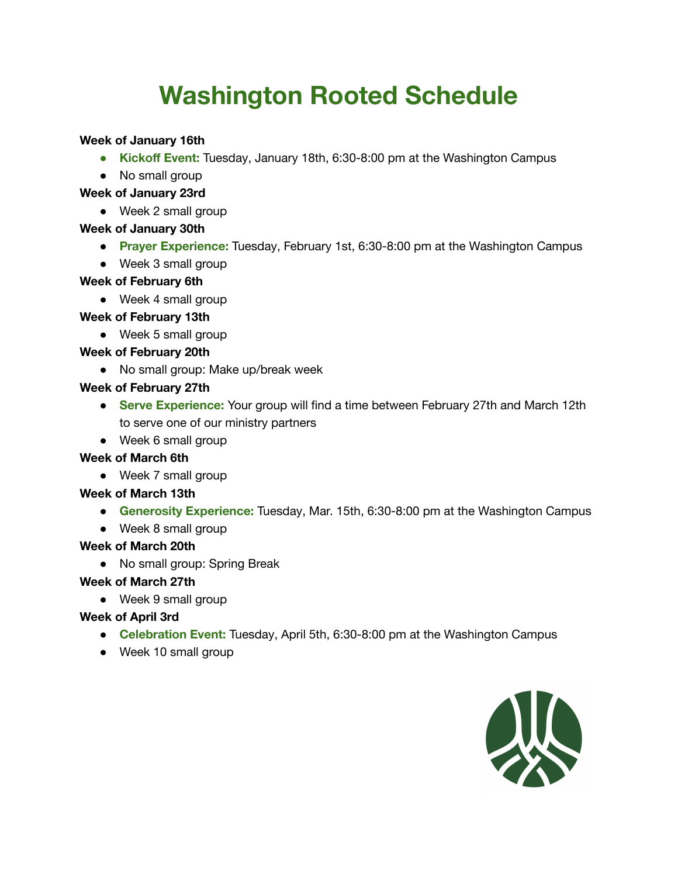# Washington Rooted Schedule

**Week of January 16th**

- **Kickoff Event:** Tuesday, January 18th, 6:30-8:00 pm at the Washington Campus
- No small group

**Week of January 23rd**

- Week 2 small group

**Week of January 30th**

- **Prayer Experience:** Tuesday, February 1st, 6:30-8:00 pm at the Washington Campus
- Week 3 small group

**Week of February 6th**

- Week 4 small group

**Week of February 13th**

- Week 5 small group

**Week of February 20th**

- No small group: Make up/break week

**Week of February 27th**

- **Serve Experience:** Your group will find a time between February 27th and March 12th to serve one of our ministry partners
- Week 6 small group

**Week of March 6th**

- Week 7 small group

**Week of March 13th**

- **Generosity Experience:** Tuesday, Mar. 15th, 6:30-8:00 pm at the Washington Campus
- Week 8 small group

**Week of March 20th**

- No small group: Spring Break

**Week of March 27th**

- Week 9 small group

**Week of April 3rd**

- **Celebration Event:** Tuesday, April 5th, 6:30-8:00 pm at the Washington Campus
- Week 10 small group